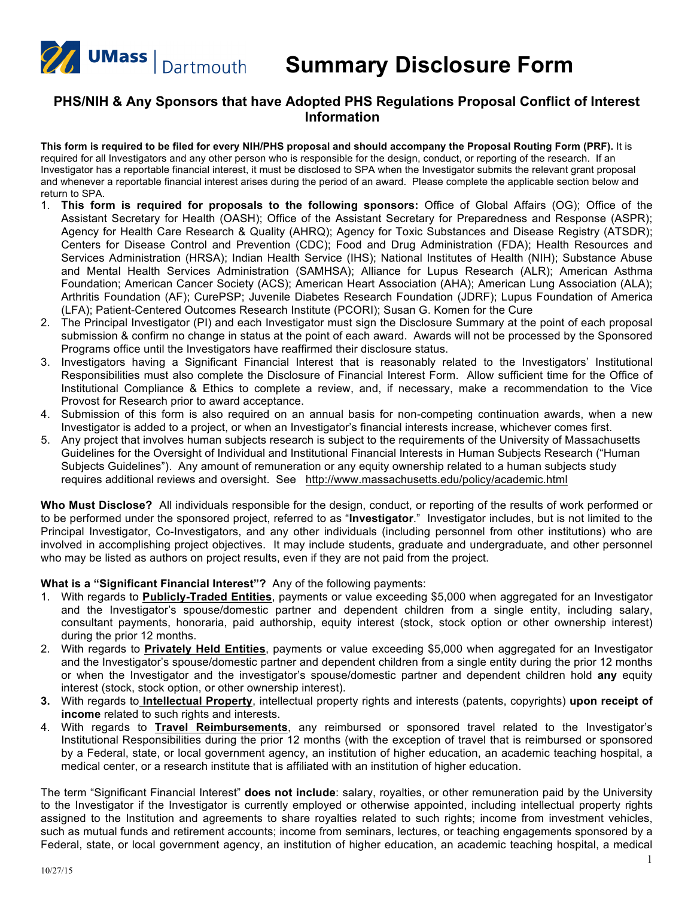UMass | Dartmouth

# Summary Disclosure Form

## PHS/NIH & Any Sponsors that have Adopted PHS Regulations Proposal Conflict of Interest Information

**This form is required to be filed for every NIH/PHS proposal and should accompany the Proposal Routing Form (PRF).** It is required for all Investigators and any other person who is responsible for the design, conduct, or reporting of the research. If an Investigator has a reportable financial interest, it must be disclosed to SPA when the Investigator submits the relevant grant proposal and whenever a reportable financial interest arises during the period of an award. Please complete the applicable section below and return to SPA.

1. **This form is required for proposals to the following sponsors:** Office of Global Affairs (OG); Office of the Assistant Secretary for Health (OASH); Office of the Assistant Secretary for Preparedness and Response (ASPR); Agency for Health Care Research & Quality (AHRQ); Agency for Toxic Substances and Disease Registry (ATSDR); Centers for Disease Control and Prevention (CDC); Food and Drug Administration (FDA); Health Resources and Services Administration (HRSA); Indian Health Service (IHS); National Institutes of Health (NIH); Substance Abuse and Mental Health Services Administration (SAMHSA); Alliance for Lupus Research (ALR); American Asthma Foundation; American Cancer Society (ACS); American Heart Association (AHA); American Lung Association (ALA); Arthritis Foundation (AF); CurePSP; Juvenile Diabetes Research Foundation (JDRF); Lupus Foundation of America (LFA); Patient-Centered Outcomes Research Institute (PCORI); Susan G. Komen for the Cure
2. The Principal Investigator (PI) and each Investigator must sign the Disclosure Summary at the point of each proposal submission & confirm no change in status at the point of each award. Awards will not be processed by the Sponsored Programs office until the Investigators have reaffirmed their disclosure status.
3. Investigators having a Significant Financial Interest that is reasonably related to the Investigators' Institutional Responsibilities must also complete the Disclosure of Financial Interest Form. Allow sufficient time for the Office of Institutional Compliance & Ethics to complete a review, and, if necessary, make a recommendation to the Vice Provost for Research prior to award acceptance.
4. Submission of this form is also required on an annual basis for non-competing continuation awards, when a new Investigator is added to a project, or when an Investigator's financial interests increase, whichever comes first.
5. Any project that involves human subjects research is subject to the requirements of the University of Massachusetts Guidelines for the Oversight of Individual and Institutional Financial Interests in Human Subjects Research ("Human Subjects Guidelines"). Any amount of remuneration or any equity ownership related to a human subjects study requires additional reviews and oversight. See http://www.massachusetts.edu/policy/academic.html

**Who Must Disclose?** All individuals responsible for the design, conduct, or reporting of the results of work performed or to be performed under the sponsored project, referred to as "**Investigator**." Investigator includes, but is not limited to the Principal Investigator, Co-Investigators, and any other individuals (including personnel from other institutions) who are involved in accomplishing project objectives. It may include students, graduate and undergraduate, and other personnel who may be listed as authors on project results, even if they are not paid from the project.

**What is a "Significant Financial Interest"?** Any of the following payments:

1. With regards to **Publicly-Traded Entities**, payments or value exceeding $5,000 when aggregated for an Investigator and the Investigator's spouse/domestic partner and dependent children from a single entity, including salary, consultant payments, honoraria, paid authorship, equity interest (stock, stock option or other ownership interest) during the prior 12 months.
2. With regards to **Privately Held Entities**, payments or value exceeding $5,000 when aggregated for an Investigator and the Investigator's spouse/domestic partner and dependent children from a single entity during the prior 12 months or when the Investigator and the investigator's spouse/domestic partner and dependent children hold **any** equity interest (stock, stock option, or other ownership interest).
3. With regards to **Intellectual Property**, intellectual property rights and interests (patents, copyrights) **upon receipt of income** related to such rights and interests.
4. With regards to **Travel Reimbursements**, any reimbursed or sponsored travel related to the Investigator's Institutional Responsibilities during the prior 12 months (with the exception of travel that is reimbursed or sponsored by a Federal, state, or local government agency, an institution of higher education, an academic teaching hospital, a medical center, or a research institute that is affiliated with an institution of higher education.

The term "Significant Financial Interest" **does not include**: salary, royalties, or other remuneration paid by the University to the Investigator if the Investigator is currently employed or otherwise appointed, including intellectual property rights assigned to the Institution and agreements to share royalties related to such rights; income from investment vehicles, such as mutual funds and retirement accounts; income from seminars, lectures, or teaching engagements sponsored by a Federal, state, or local government agency, an institution of higher education, an academic teaching hospital, a medical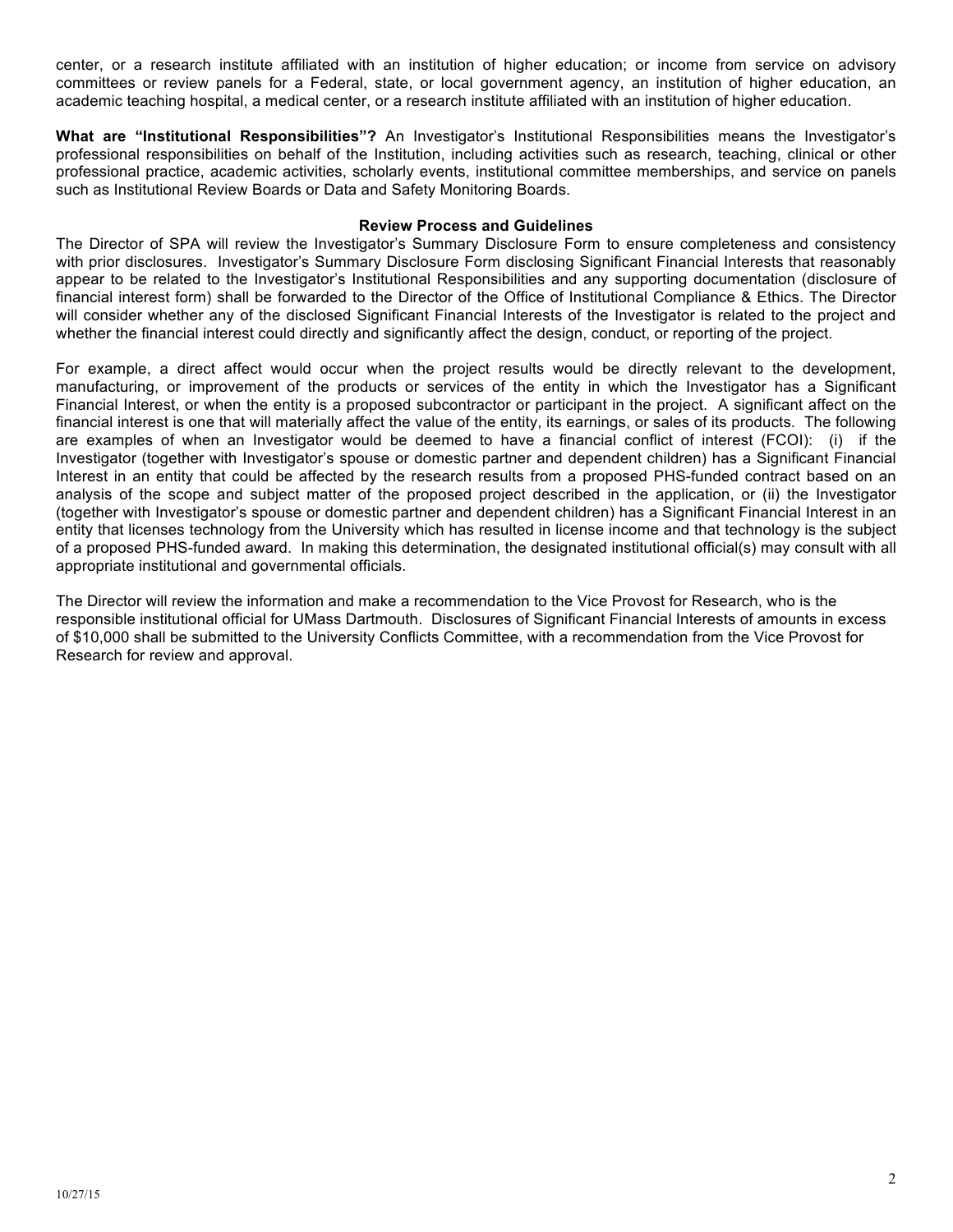center, or a research institute affiliated with an institution of higher education; or income from service on advisory committees or review panels for a Federal, state, or local government agency, an institution of higher education, an academic teaching hospital, a medical center, or a research institute affiliated with an institution of higher education.

**What are "Institutional Responsibilities"?** An Investigator's Institutional Responsibilities means the Investigator's professional responsibilities on behalf of the Institution, including activities such as research, teaching, clinical or other professional practice, academic activities, scholarly events, institutional committee memberships, and service on panels such as Institutional Review Boards or Data and Safety Monitoring Boards.

### Review Process and Guidelines

The Director of SPA will review the Investigator's Summary Disclosure Form to ensure completeness and consistency with prior disclosures. Investigator's Summary Disclosure Form disclosing Significant Financial Interests that reasonably appear to be related to the Investigator's Institutional Responsibilities and any supporting documentation (disclosure of financial interest form) shall be forwarded to the Director of the Office of Institutional Compliance & Ethics. The Director will consider whether any of the disclosed Significant Financial Interests of the Investigator is related to the project and whether the financial interest could directly and significantly affect the design, conduct, or reporting of the project.

For example, a direct affect would occur when the project results would be directly relevant to the development, manufacturing, or improvement of the products or services of the entity in which the Investigator has a Significant Financial Interest, or when the entity is a proposed subcontractor or participant in the project. A significant affect on the financial interest is one that will materially affect the value of the entity, its earnings, or sales of its products. The following are examples of when an Investigator would be deemed to have a financial conflict of interest (FCOI): (i) if the Investigator (together with Investigator's spouse or domestic partner and dependent children) has a Significant Financial Interest in an entity that could be affected by the research results from a proposed PHS-funded contract based on an analysis of the scope and subject matter of the proposed project described in the application, or (ii) the Investigator (together with Investigator's spouse or domestic partner and dependent children) has a Significant Financial Interest in an entity that licenses technology from the University which has resulted in license income and that technology is the subject of a proposed PHS-funded award. In making this determination, the designated institutional official(s) may consult with all appropriate institutional and governmental officials.

The Director will review the information and make a recommendation to the Vice Provost for Research, who is the responsible institutional official for UMass Dartmouth. Disclosures of Significant Financial Interests of amounts in excess of $10,000 shall be submitted to the University Conflicts Committee, with a recommendation from the Vice Provost for Research for review and approval.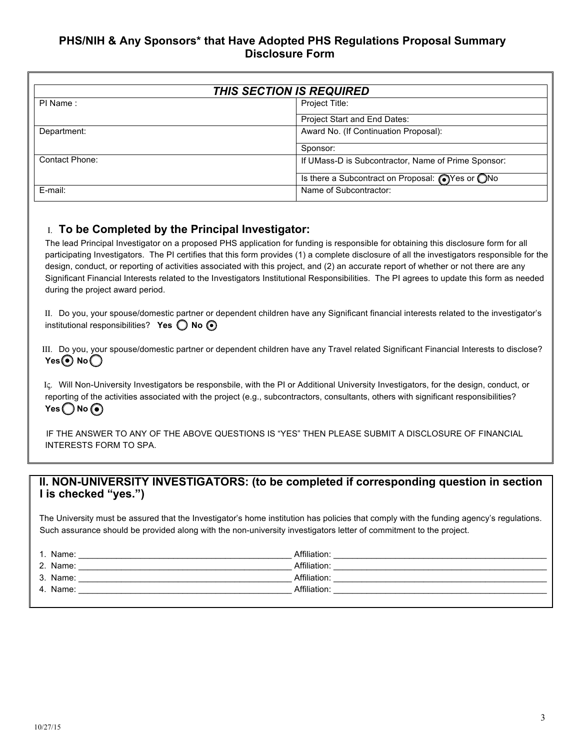## PHS/NIH & Any Sponsors* that Have Adopted PHS Regulations Proposal Summary Disclosure Form

| *THIS SECTION IS REQUIRED* | |
|---|---|
| PI Name : | Project Title: |
| | Project Start and End Dates: |
| Department: | Award No. (If Continuation Proposal): |
| | Sponsor: |
| Contact Phone: | If UMass-D is Subcontractor, Name of Prime Sponsor: |
| | Is there a Subcontract on Proposal: ◉ Yes or ○ No |
| E-mail: | Name of Subcontractor: |

### I. To be Completed by the Principal Investigator:

The lead Principal Investigator on a proposed PHS application for funding is responsible for obtaining this disclosure form for all participating Investigators. The PI certifies that this form provides (1) a complete disclosure of all the investigators responsible for the design, conduct, or reporting of activities associated with this project, and (2) an accurate report of whether or not there are any Significant Financial Interests related to the Investigators Institutional Responsibilities. The PI agrees to update this form as needed during the project award period.

II. Do you, your spouse/domestic partner or dependent children have any Significant financial interests related to the investigator's institutional responsibilities? **Yes** ○ **No** ◉

III. Do you, your spouse/domestic partner or dependent children have any Travel related Significant Financial Interests to disclose? **Yes** ◉ **No** ○

Iς. Will Non-University Investigators be responsbile, with the PI or Additional University Investigators, for the design, conduct, or reporting of the activities associated with the project (e.g., subcontractors, consultants, others with significant responsibilities? **Yes** ○ **No** ◉

IF THE ANSWER TO ANY OF THE ABOVE QUESTIONS IS "YES" THEN PLEASE SUBMIT A DISCLOSURE OF FINANCIAL INTERESTS FORM TO SPA.

### II. NON-UNIVERSITY INVESTIGATORS: (to be completed if corresponding question in section I is checked "yes.")

The University must be assured that the Investigator's home institution has policies that comply with the funding agency's regulations. Such assurance should be provided along with the non-university investigators letter of commitment to the project.

1. Name: ______________________________ Affiliation: ______________________________
2. Name: ______________________________ Affiliation: ______________________________
3. Name: ______________________________ Affiliation: ______________________________
4. Name: ______________________________ Affiliation: ______________________________

10/27/15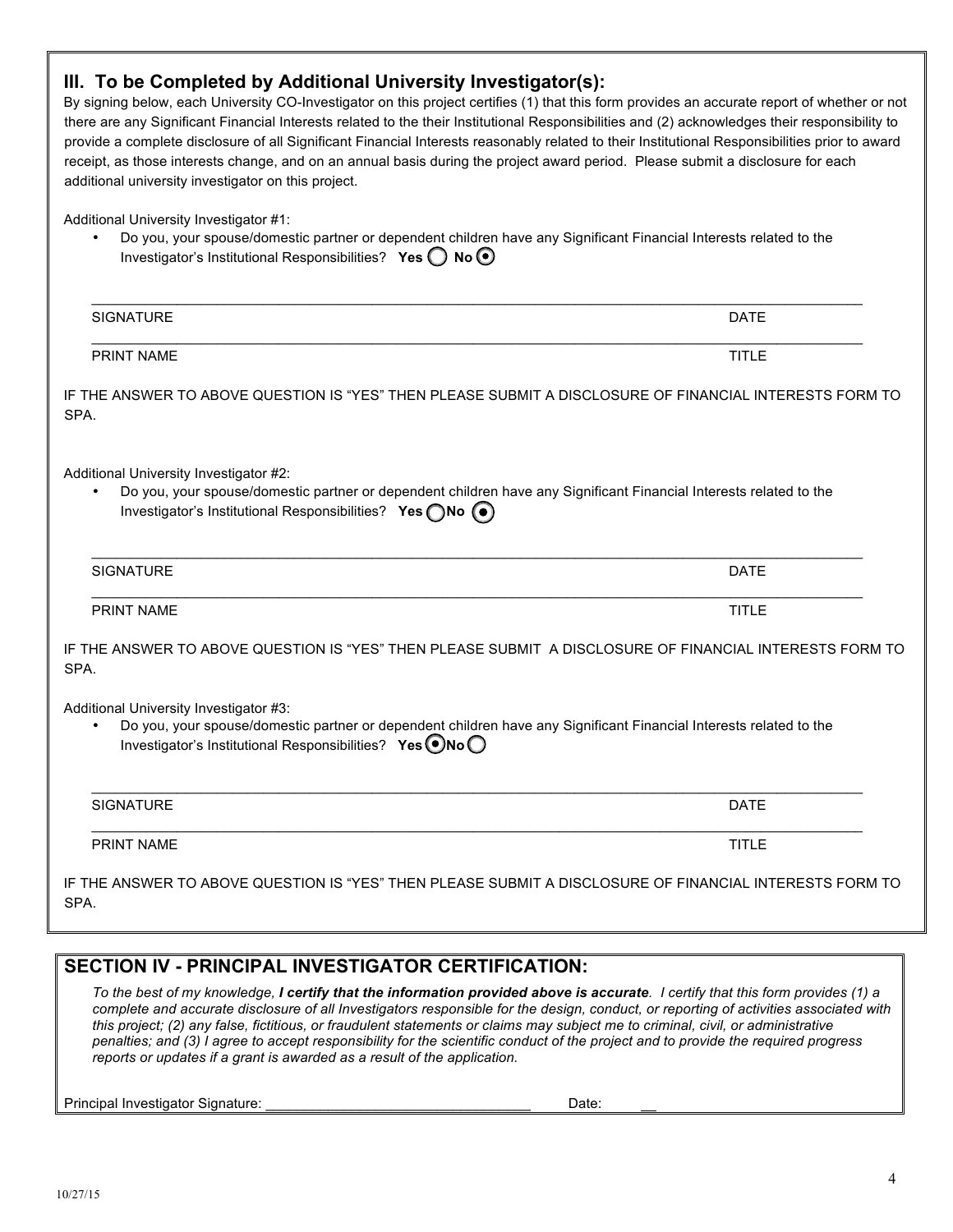## III. To be Completed by Additional University Investigator(s):

By signing below, each University CO-Investigator on this project certifies (1) that this form provides an accurate report of whether or not there are any Significant Financial Interests related to the their Institutional Responsibilities and (2) acknowledges their responsibility to provide a complete disclosure of all Significant Financial Interests reasonably related to their Institutional Responsibilities prior to award receipt, as those interests change, and on an annual basis during the project award period. Please submit a disclosure for each additional university investigator on this project.

Additional University Investigator #1:

- Do you, your spouse/domestic partner or dependent children have any Significant Financial Interests related to the Investigator's Institutional Responsibilities? **Yes** ○ **No** ◉

SIGNATURE ____________________ DATE ____________________

PRINT NAME ____________________ TITLE ____________________

IF THE ANSWER TO ABOVE QUESTION IS "YES" THEN PLEASE SUBMIT A DISCLOSURE OF FINANCIAL INTERESTS FORM TO SPA.

Additional University Investigator #2:

- Do you, your spouse/domestic partner or dependent children have any Significant Financial Interests related to the Investigator's Institutional Responsibilities? **Yes** ○ **No** ◉

SIGNATURE ____________________ DATE ____________________

PRINT NAME ____________________ TITLE ____________________

IF THE ANSWER TO ABOVE QUESTION IS "YES" THEN PLEASE SUBMIT A DISCLOSURE OF FINANCIAL INTERESTS FORM TO SPA.

Additional University Investigator #3:

- Do you, your spouse/domestic partner or dependent children have any Significant Financial Interests related to the Investigator's Institutional Responsibilities? **Yes** ◉ **No** ○

SIGNATURE ____________________ DATE ____________________

PRINT NAME ____________________ TITLE ____________________

IF THE ANSWER TO ABOVE QUESTION IS "YES" THEN PLEASE SUBMIT A DISCLOSURE OF FINANCIAL INTERESTS FORM TO SPA.

## SECTION IV - PRINCIPAL INVESTIGATOR CERTIFICATION:

*To the best of my knowledge, **I certify that the information provided above is accurate**. I certify that this form provides (1) a complete and accurate disclosure of all Investigators responsible for the design, conduct, or reporting of activities associated with this project; (2) any false, fictitious, or fraudulent statements or claims may subject me to criminal, civil, or administrative penalties; and (3) I agree to accept responsibility for the scientific conduct of the project and to provide the required progress reports or updates if a grant is awarded as a result of the application.*

Principal Investigator Signature: ____________________ Date: __

10/27/15